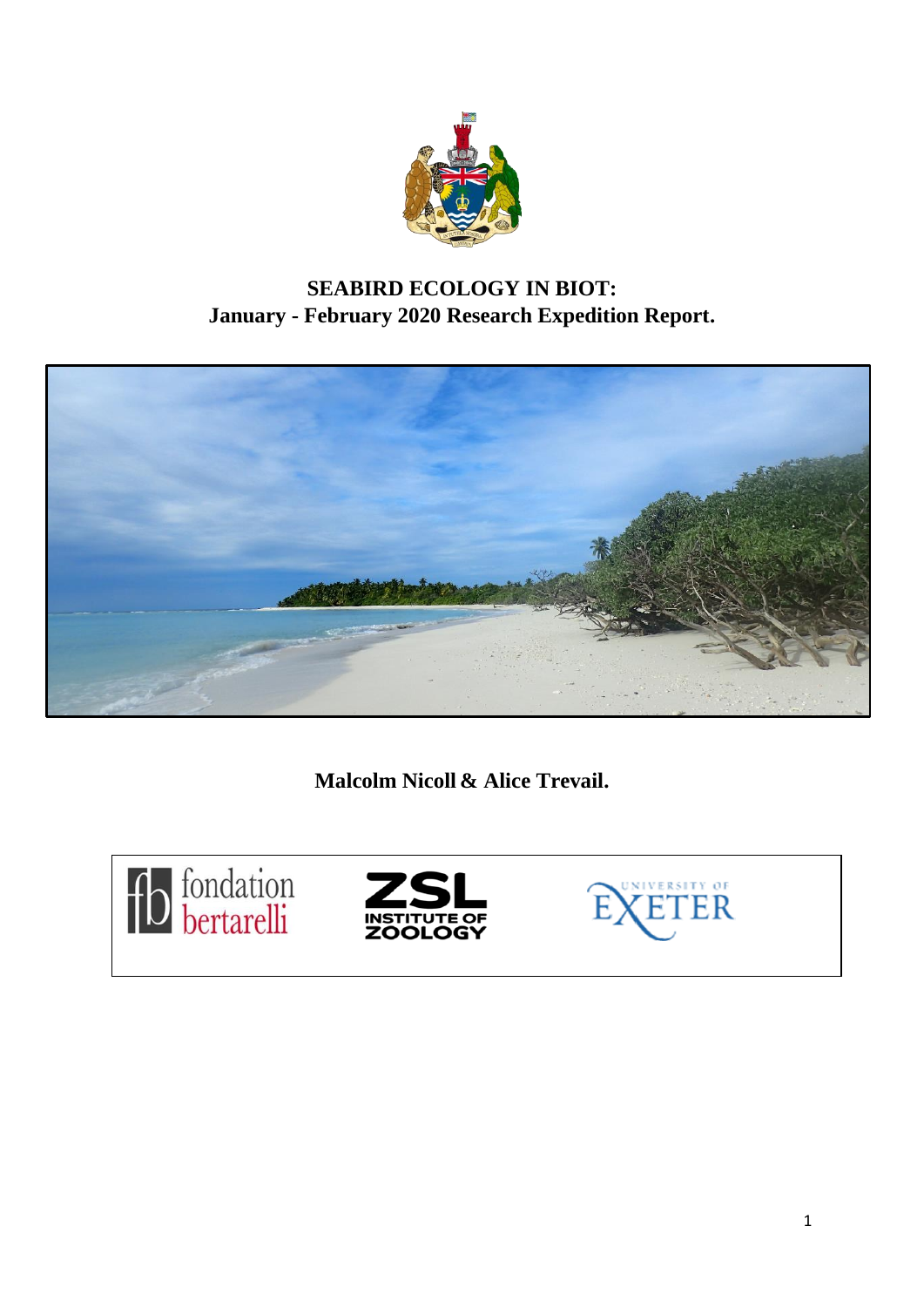# SEABIRD ECOLOGY IN BIOT:
# January - February 2020 Research Expedition Report.

**Malcolm Nicoll & Alice Trevail.**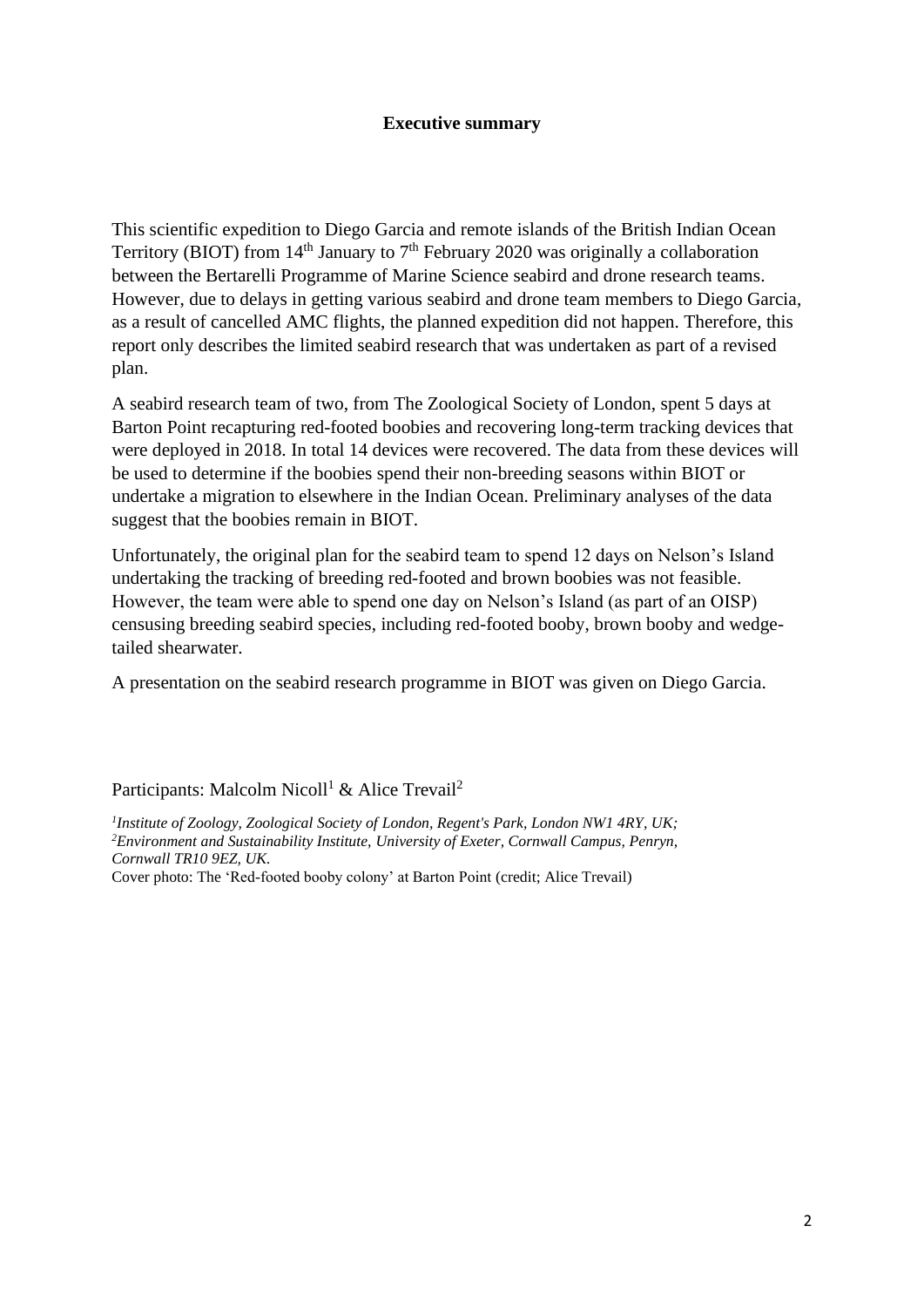## Executive summary

This scientific expedition to Diego Garcia and remote islands of the British Indian Ocean Territory (BIOT) from 14th January to 7th February 2020 was originally a collaboration between the Bertarelli Programme of Marine Science seabird and drone research teams. However, due to delays in getting various seabird and drone team members to Diego Garcia, as a result of cancelled AMC flights, the planned expedition did not happen. Therefore, this report only describes the limited seabird research that was undertaken as part of a revised plan.

A seabird research team of two, from The Zoological Society of London, spent 5 days at Barton Point recapturing red-footed boobies and recovering long-term tracking devices that were deployed in 2018. In total 14 devices were recovered. The data from these devices will be used to determine if the boobies spend their non-breeding seasons within BIOT or undertake a migration to elsewhere in the Indian Ocean. Preliminary analyses of the data suggest that the boobies remain in BIOT.

Unfortunately, the original plan for the seabird team to spend 12 days on Nelson's Island undertaking the tracking of breeding red-footed and brown boobies was not feasible. However, the team were able to spend one day on Nelson's Island (as part of an OISP) censusing breeding seabird species, including red-footed booby, brown booby and wedge-tailed shearwater.

A presentation on the seabird research programme in BIOT was given on Diego Garcia.

Participants: Malcolm Nicoll[1] & Alice Trevail[2]

[1]*Institute of Zoology, Zoological Society of London, Regent's Park, London NW1 4RY, UK;*
[2]*Environment and Sustainability Institute, University of Exeter, Cornwall Campus, Penryn, Cornwall TR10 9EZ, UK.*
Cover photo: The 'Red-footed booby colony' at Barton Point (credit; Alice Trevail)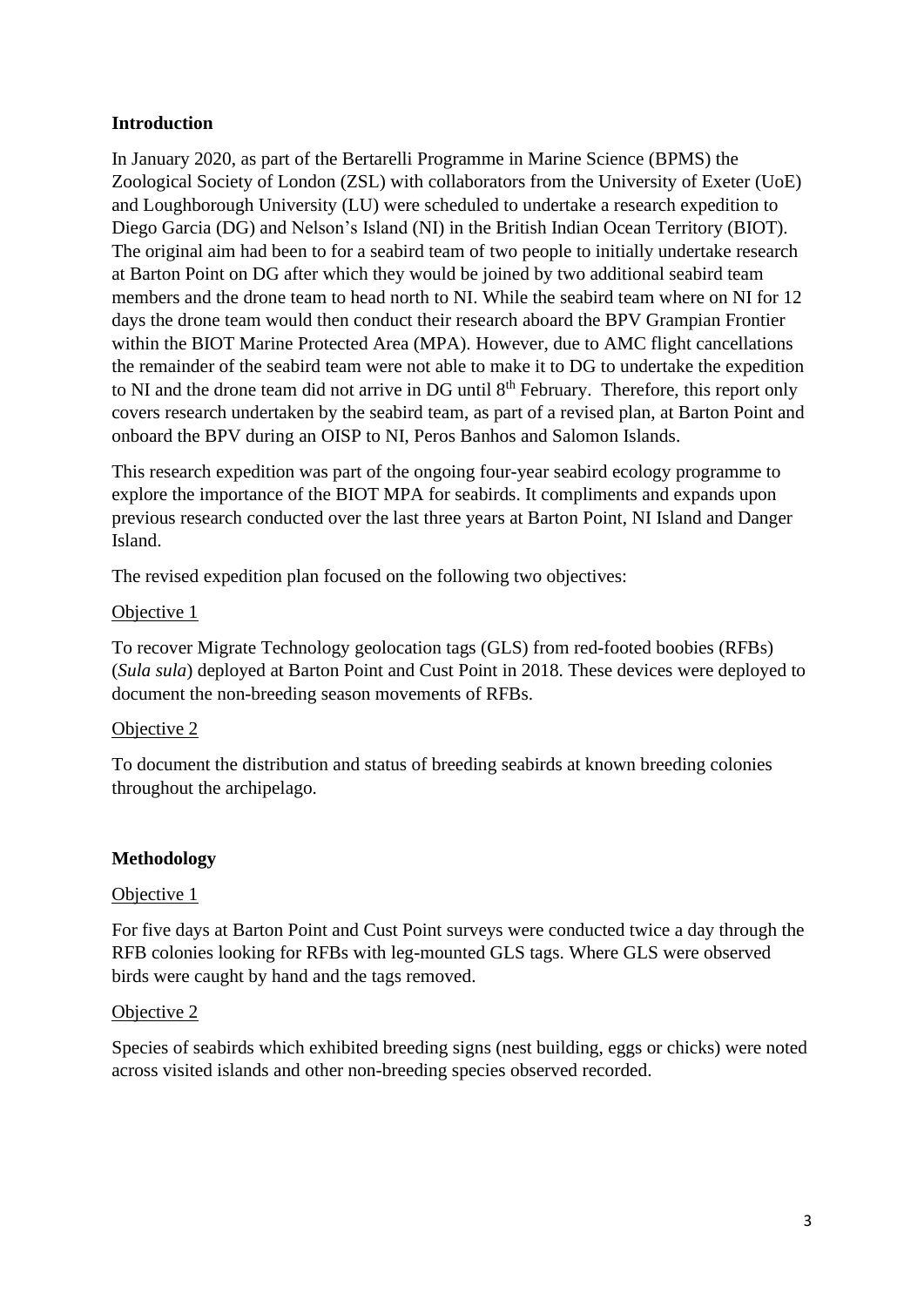**Introduction**

In January 2020, as part of the Bertarelli Programme in Marine Science (BPMS) the Zoological Society of London (ZSL) with collaborators from the University of Exeter (UoE) and Loughborough University (LU) were scheduled to undertake a research expedition to Diego Garcia (DG) and Nelson's Island (NI) in the British Indian Ocean Territory (BIOT). The original aim had been to for a seabird team of two people to initially undertake research at Barton Point on DG after which they would be joined by two additional seabird team members and the drone team to head north to NI. While the seabird team where on NI for 12 days the drone team would then conduct their research aboard the BPV Grampian Frontier within the BIOT Marine Protected Area (MPA). However, due to AMC flight cancellations the remainder of the seabird team were not able to make it to DG to undertake the expedition to NI and the drone team did not arrive in DG until 8th February. Therefore, this report only covers research undertaken by the seabird team, as part of a revised plan, at Barton Point and onboard the BPV during an OISP to NI, Peros Banhos and Salomon Islands.

This research expedition was part of the ongoing four-year seabird ecology programme to explore the importance of the BIOT MPA for seabirds. It compliments and expands upon previous research conducted over the last three years at Barton Point, NI Island and Danger Island.

The revised expedition plan focused on the following two objectives:

Objective 1

To recover Migrate Technology geolocation tags (GLS) from red-footed boobies (RFBs) (*Sula sula*) deployed at Barton Point and Cust Point in 2018. These devices were deployed to document the non-breeding season movements of RFBs.

Objective 2

To document the distribution and status of breeding seabirds at known breeding colonies throughout the archipelago.

**Methodology**

Objective 1

For five days at Barton Point and Cust Point surveys were conducted twice a day through the RFB colonies looking for RFBs with leg-mounted GLS tags. Where GLS were observed birds were caught by hand and the tags removed.

Objective 2

Species of seabirds which exhibited breeding signs (nest building, eggs or chicks) were noted across visited islands and other non-breeding species observed recorded.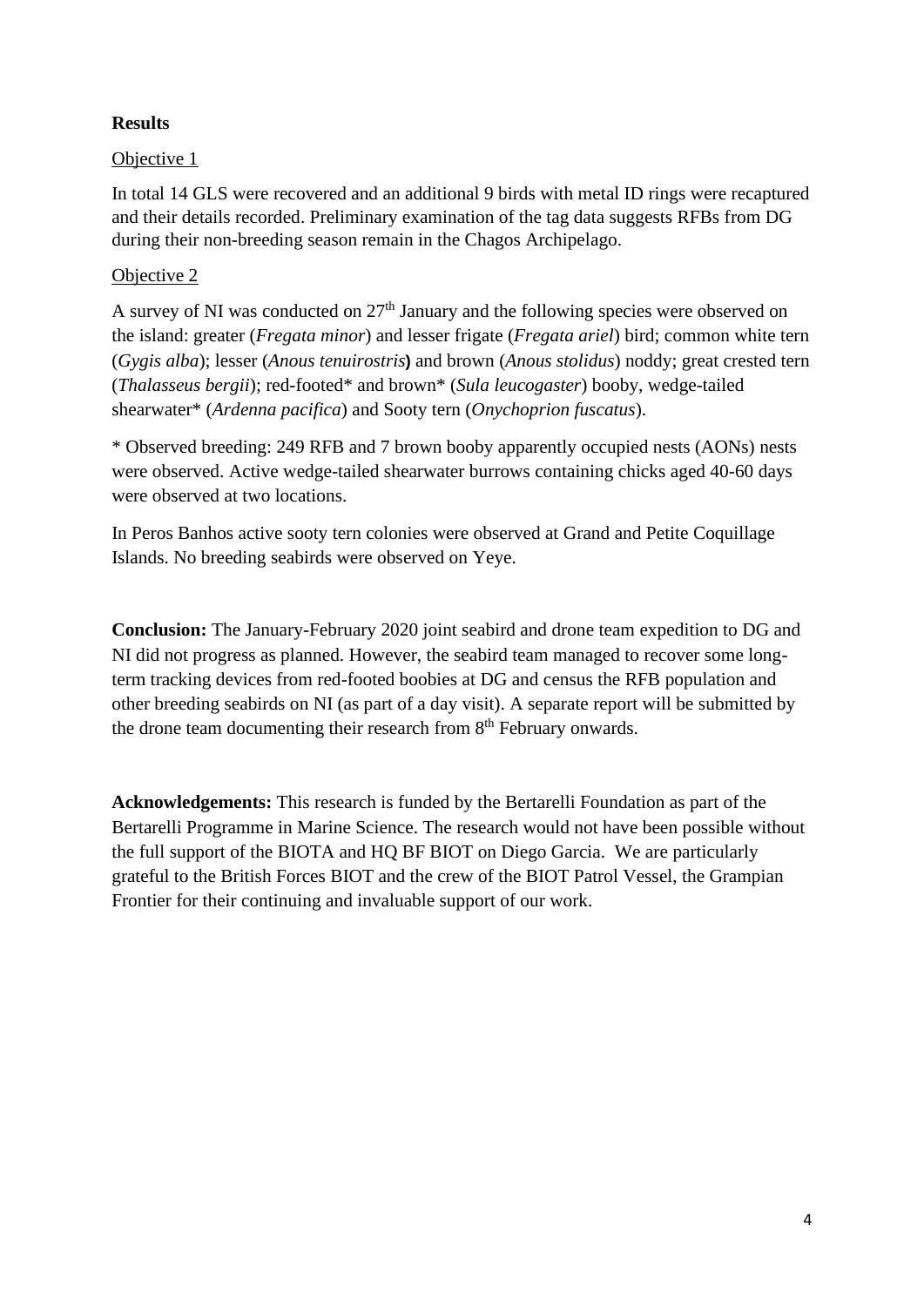**Results**

Objective 1

In total 14 GLS were recovered and an additional 9 birds with metal ID rings were recaptured and their details recorded. Preliminary examination of the tag data suggests RFBs from DG during their non-breeding season remain in the Chagos Archipelago.

Objective 2

A survey of NI was conducted on 27th January and the following species were observed on the island: greater (*Fregata minor*) and lesser frigate (*Fregata ariel*) bird; common white tern (*Gygis alba*); lesser (*Anous tenuirostris*) and brown (*Anous stolidus*) noddy; great crested tern (*Thalasseus bergii*); red-footed* and brown* (*Sula leucogaster*) booby, wedge-tailed shearwater* (*Ardenna pacifica*) and Sooty tern (*Onychoprion fuscatus*).

* Observed breeding: 249 RFB and 7 brown booby apparently occupied nests (AONs) nests were observed. Active wedge-tailed shearwater burrows containing chicks aged 40-60 days were observed at two locations.

In Peros Banhos active sooty tern colonies were observed at Grand and Petite Coquillage Islands. No breeding seabirds were observed on Yeye.

**Conclusion:** The January-February 2020 joint seabird and drone team expedition to DG and NI did not progress as planned. However, the seabird team managed to recover some long-term tracking devices from red-footed boobies at DG and census the RFB population and other breeding seabirds on NI (as part of a day visit). A separate report will be submitted by the drone team documenting their research from 8th February onwards.

**Acknowledgements:** This research is funded by the Bertarelli Foundation as part of the Bertarelli Programme in Marine Science. The research would not have been possible without the full support of the BIOTA and HQ BF BIOT on Diego Garcia. We are particularly grateful to the British Forces BIOT and the crew of the BIOT Patrol Vessel, the Grampian Frontier for their continuing and invaluable support of our work.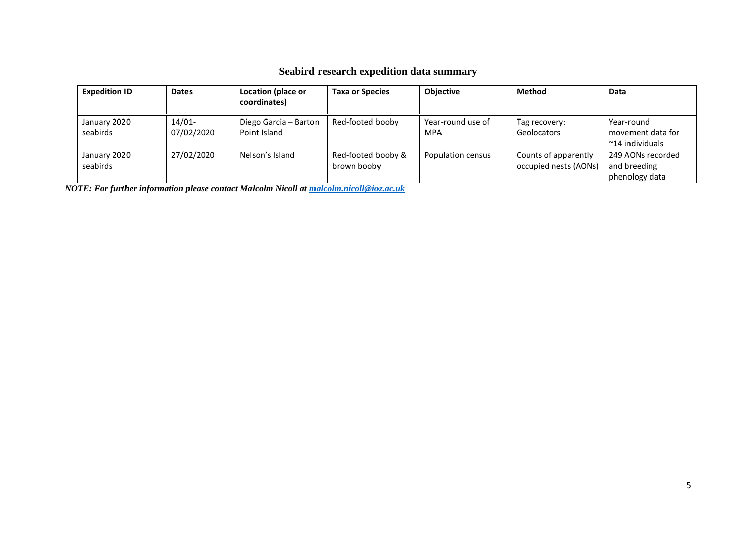## Seabird research expedition data summary

| Expedition ID | Dates | Location (place or coordinates) | Taxa or Species | Objective | Method | Data |
|---|---|---|---|---|---|---|
| January 2020 seabirds | 14/01-07/02/2020 | Diego Garcia – Barton Point Island | Red-footed booby | Year-round use of MPA | Tag recovery: Geolocators | Year-round movement data for ~14 individuals |
| January 2020 seabirds | 27/02/2020 | Nelson's Island | Red-footed booby & brown booby | Population census | Counts of apparently occupied nests (AONs) | 249 AONs recorded and breeding phenology data |

***NOTE: For further information please contact Malcolm Nicoll at malcolm.nicoll@ioz.ac.uk***